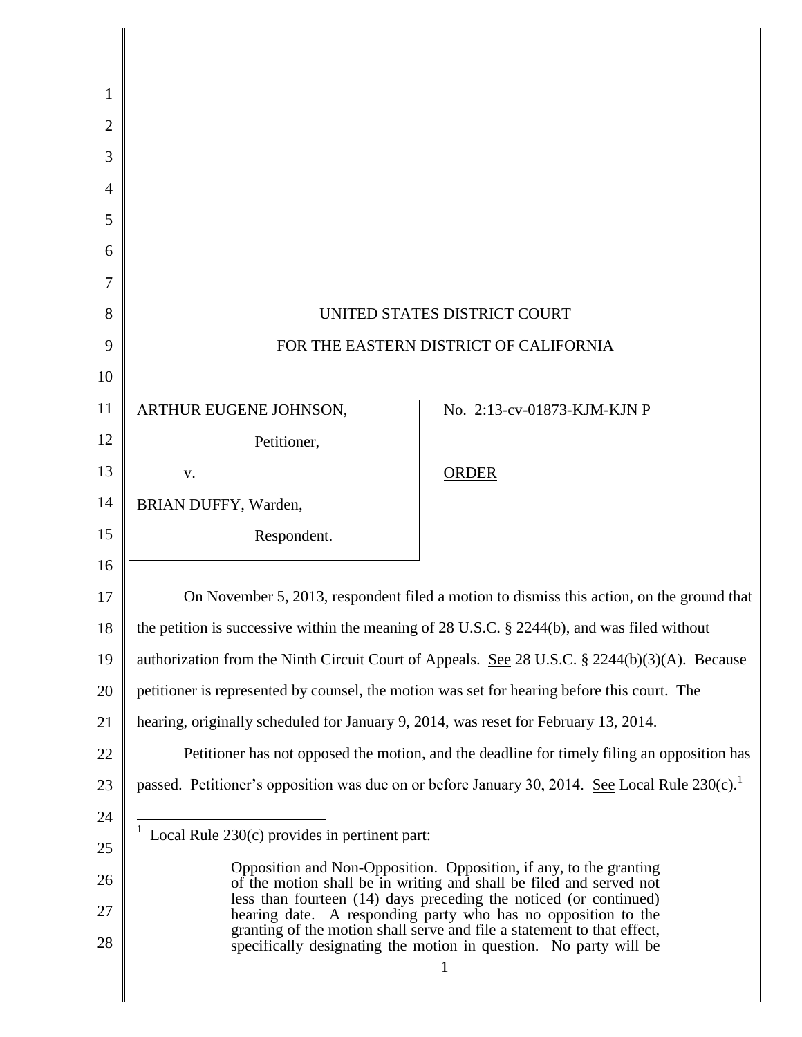UNITED STATES DISTRICT COURT

FOR THE EASTERN DISTRICT OF CALIFORNIA

| | |
|---|---|
| ARTHUR EUGENE JOHNSON, Petitioner, v. BRIAN DUFFY, Warden, Respondent. | No. 2:13-cv-01873-KJM-KJN P<br><br>ORDER |

On November 5, 2013, respondent filed a motion to dismiss this action, on the ground that the petition is successive within the meaning of 28 U.S.C. § 2244(b), and was filed without authorization from the Ninth Circuit Court of Appeals. See 28 U.S.C. § 2244(b)(3)(A). Because petitioner is represented by counsel, the motion was set for hearing before this court. The hearing, originally scheduled for January 9, 2014, was reset for February 13, 2014.

Petitioner has not opposed the motion, and the deadline for timely filing an opposition has passed. Petitioner's opposition was due on or before January 30, 2014. See Local Rule 230(c).[1]

[1] Local Rule 230(c) provides in pertinent part:

> Opposition and Non-Opposition. Opposition, if any, to the granting of the motion shall be in writing and shall be filed and served not less than fourteen (14) days preceding the noticed (or continued) hearing date. A responding party who has no opposition to the granting of the motion shall serve and file a statement to that effect, specifically designating the motion in question. No party will be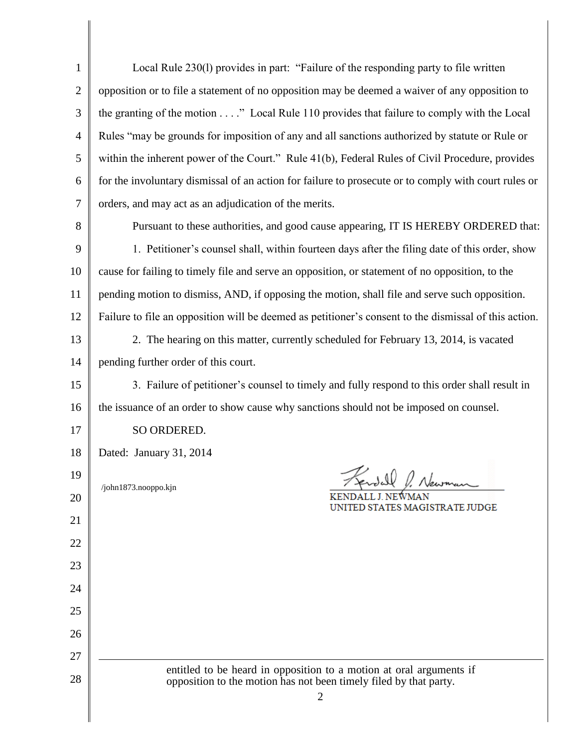Local Rule 230(l) provides in part: "Failure of the responding party to file written opposition or to file a statement of no opposition may be deemed a waiver of any opposition to the granting of the motion . . . ." Local Rule 110 provides that failure to comply with the Local Rules "may be grounds for imposition of any and all sanctions authorized by statute or Rule or within the inherent power of the Court." Rule 41(b), Federal Rules of Civil Procedure, provides for the involuntary dismissal of an action for failure to prosecute or to comply with court rules or orders, and may act as an adjudication of the merits.

Pursuant to these authorities, and good cause appearing, IT IS HEREBY ORDERED that:

1. Petitioner's counsel shall, within fourteen days after the filing date of this order, show cause for failing to timely file and serve an opposition, or statement of no opposition, to the pending motion to dismiss, AND, if opposing the motion, shall file and serve such opposition. Failure to file an opposition will be deemed as petitioner's consent to the dismissal of this action.

2. The hearing on this matter, currently scheduled for February 13, 2014, is vacated pending further order of this court.

3. Failure of petitioner's counsel to timely and fully respond to this order shall result in the issuance of an order to show cause why sanctions should not be imposed on counsel.

SO ORDERED.

Dated: January 31, 2014

/john1873.nooppo.kjn

KENDALL J. NEWMAN
UNITED STATES MAGISTRATE JUDGE

---

entitled to be heard in opposition to a motion at oral arguments if opposition to the motion has not been timely filed by that party.